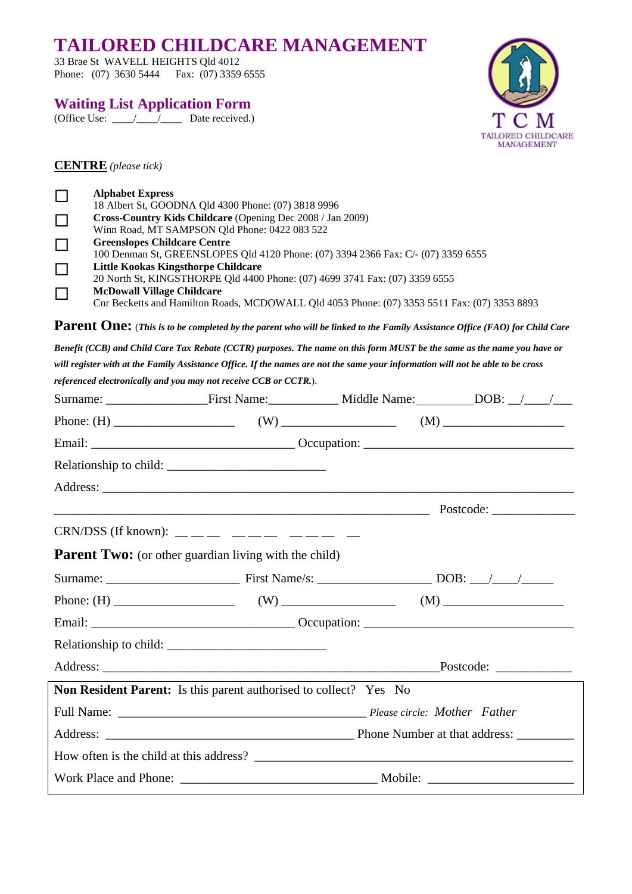# TAILORED CHILDCARE MANAGEMENT

33 Brae St WAVELL HEIGHTS Qld 4012
Phone: (07) 3630 5444 Fax: (07) 3359 6555

## Waiting List Application Form

(Office Use: ____/____/____ Date received.)

**CENTRE** *(please tick)*

- ☐ **Alphabet Express**
  18 Albert St, GOODNA Qld 4300 Phone: (07) 3818 9996
- ☐ **Cross-Country Kids Childcare** (Opening Dec 2008 / Jan 2009)
  Winn Road, MT SAMPSON Qld Phone: 0422 083 522
- ☐ **Greenslopes Childcare Centre**
  100 Denman St, GREENSLOPES Qld 4120 Phone: (07) 3394 2366 Fax: C/- (07) 3359 6555
- ☐ **Little Kookas Kingsthorpe Childcare**
  20 North St, KINGSTHORPE Qld 4400 Phone: (07) 4699 3741 Fax: (07) 3359 6555
- ☐ **McDowall Village Childcare**
  Cnr Becketts and Hamilton Roads, MCDOWALL Qld 4053 Phone: (07) 3353 5511 Fax: (07) 3353 8893

**Parent One:** (*This is to be completed by the parent who will be linked to the Family Assistance Office (FAO) for Child Care Benefit (CCB) and Child Care Tax Rebate (CCTR) purposes. The name on this form MUST be the same as the name you have or will register with at the Family Assistance Office. If the names are not the same your information will not be able to be cross referenced electronically and you may not receive CCB or CCTR.*).

Surname: ________________ First Name:___________ Middle Name:_________ DOB: __/____/___

Phone: (H) ___________________ (W) __________________ (M) ___________________

Email: ________________________________ Occupation: _________________________________

Relationship to child: _________________________

Address: ___________________________________________________________________________

___________________________________________________________ Postcode: _____________

CRN/DSS (If known): __ __ __ __ __ __ __ __ __ __

**Parent Two:** (or other guardian living with the child)

Surname: _____________________ First Name/s: _________________ DOB: ___/____/_____

Phone: (H) ___________________ (W) __________________ (M) ___________________

Email: ________________________________ Occupation: _________________________________

Relationship to child: _________________________

Address: _____________________________________________________Postcode: ___________

**Non Resident Parent:** Is this parent authorised to collect? Yes No

Full Name: _______________________________________ *Please circle: Mother Father*

Address: _______________________________________ Phone Number at that address: _________

How often is the child at this address? __________________________________________________

Work Place and Phone: _______________________________ Mobile: _______________________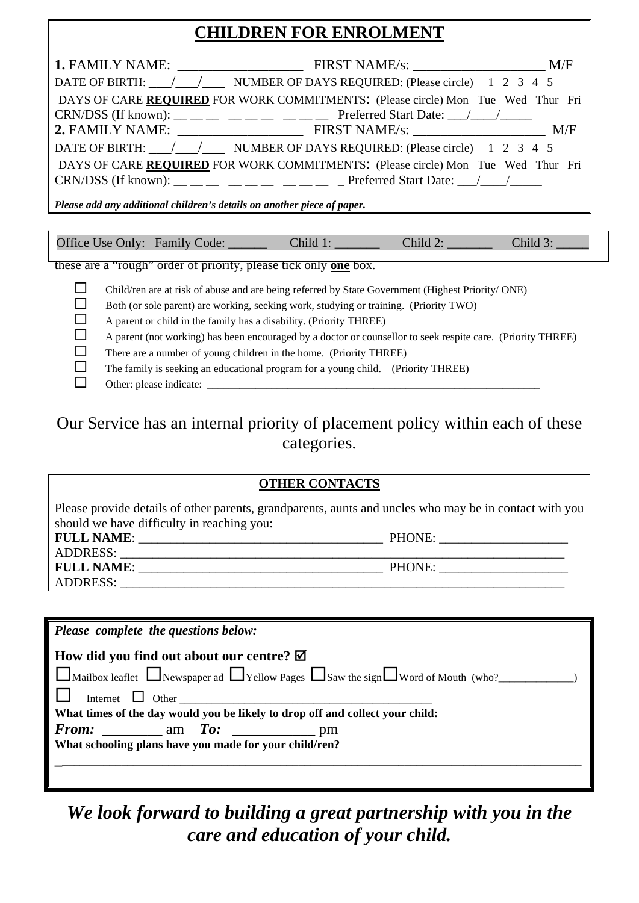## CHILDREN FOR ENROLMENT

**1.** FAMILY NAME: __________________ FIRST NAME/s: ___________________ M/F

DATE OF BIRTH: ___/___/___ NUMBER OF DAYS REQUIRED: (Please circle) 1 2 3 4 5

DAYS OF CARE **REQUIRED** FOR WORK COMMITMENTS: (Please circle) Mon Tue Wed Thur Fri

CRN/DSS (If known): __ __ __ __ __ __ __ __ __ Preferred Start Date: ___/____/_____

**2.** FAMILY NAME: __________________ FIRST NAME/s: ___________________ M/F

DATE OF BIRTH: ___/___/___ NUMBER OF DAYS REQUIRED: (Please circle) 1 2 3 4 5

DAYS OF CARE **REQUIRED** FOR WORK COMMITMENTS: (Please circle) Mon Tue Wed Thur Fri

CRN/DSS (If known): __ __ __ __ __ __ __ __ __ _ Preferred Start Date: ___/____/_____

***Please add any additional children's details on another piece of paper.***

Office Use Only: Family Code: ______ Child 1: _______ Child 2: _______ Child 3: _____

these are a "rough" order of priority, please tick only **one** box.

- ☐ Child/ren are at risk of abuse and are being referred by State Government (Highest Priority/ ONE)
- ☐ Both (or sole parent) are working, seeking work, studying or training. (Priority TWO)
- ☐ A parent or child in the family has a disability. (Priority THREE)
- ☐ A parent (not working) has been encouraged by a doctor or counsellor to seek respite care. (Priority THREE)
- ☐ There are a number of young children in the home. (Priority THREE)
- ☐ The family is seeking an educational program for a young child. (Priority THREE)
- ☐ Other: please indicate: _______________________________________________

Our Service has an internal priority of placement policy within each of these categories.

### OTHER CONTACTS

Please provide details of other parents, grandparents, aunts and uncles who may be in contact with you should we have difficulty in reaching you:

**FULL NAME**: _____________________________________ PHONE: ___________________

ADDRESS: ______________________________________________________________________

**FULL NAME**: _____________________________________ PHONE: ___________________

ADDRESS: ______________________________________________________________________

***Please complete the questions below:***

**How did you find out about our centre?** ☑

☐ Mailbox leaflet ☐ Newspaper ad ☐ Yellow Pages ☐ Saw the sign ☐ Word of Mouth (who?______________)

☐ Internet ☐ Other _____________________________________________

**What times of the day would you be likely to drop off and collect your child:**

***From:*** ________ am ***To:*** ___________ pm

**What schooling plans have you made for your child/ren?**

_______________________________________________________________________________

***We look forward to building a great partnership with you in the care and education of your child.***